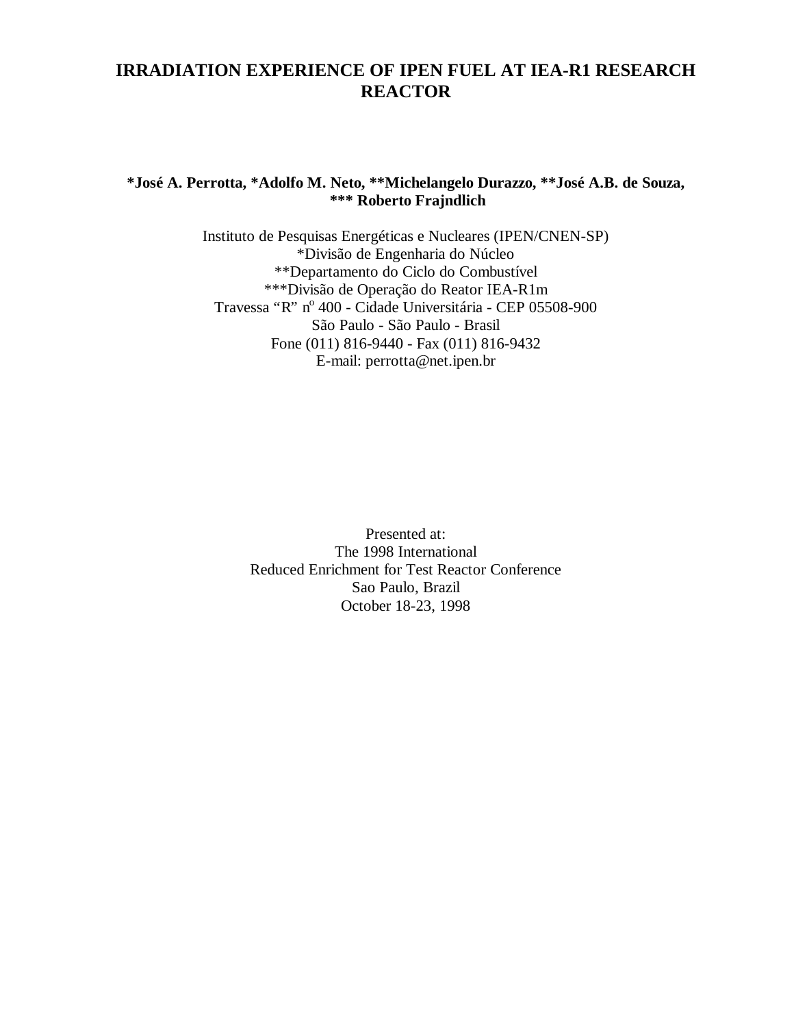# IRRADIATION EXPERIENCE OF IPEN FUEL AT IEA-R1 RESEARCH REACTOR

**\*José A. Perrotta, \*Adolfo M. Neto, \*\*Michelangelo Durazzo, \*\*José A.B. de Souza, \*\*\* Roberto Frajndlich**

Instituto de Pesquisas Energéticas e Nucleares (IPEN/CNEN-SP)
\*Divisão de Engenharia do Núcleo
\*\*Departamento do Ciclo do Combustível
\*\*\*Divisão de Operação do Reator IEA-R1m
Travessa "R" nº 400 - Cidade Universitária - CEP 05508-900
São Paulo - São Paulo - Brasil
Fone (011) 816-9440 - Fax (011) 816-9432
E-mail: perrotta@net.ipen.br

Presented at:
The 1998 International
Reduced Enrichment for Test Reactor Conference
Sao Paulo, Brazil
October 18-23, 1998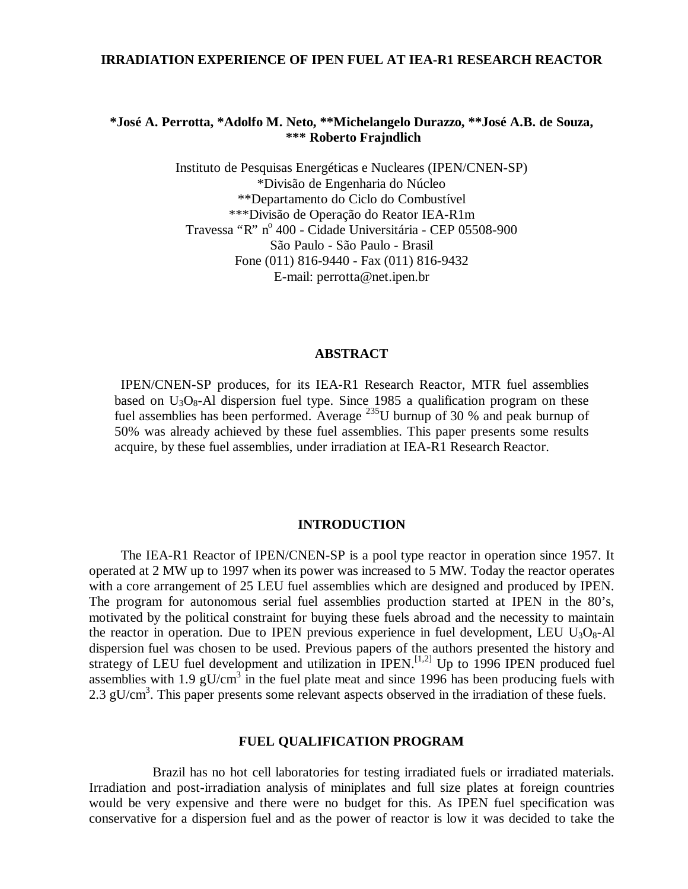# IRRADIATION EXPERIENCE OF IPEN FUEL AT IEA-R1 RESEARCH REACTOR

**\*José A. Perrotta, \*Adolfo M. Neto, \*\*Michelangelo Durazzo, \*\*José A.B. de Souza, \*\*\* Roberto Frajndlich**

Instituto de Pesquisas Energéticas e Nucleares (IPEN/CNEN-SP)
\*Divisão de Engenharia do Núcleo
\*\*Departamento do Ciclo do Combustível
\*\*\*Divisão de Operação do Reator IEA-R1m
Travessa "R" nº 400 - Cidade Universitária - CEP 05508-900
São Paulo - São Paulo - Brasil
Fone (011) 816-9440 - Fax (011) 816-9432
E-mail: perrotta@net.ipen.br

## ABSTRACT

IPEN/CNEN-SP produces, for its IEA-R1 Research Reactor, MTR fuel assemblies based on $U_3O_8$-Al dispersion fuel type. Since 1985 a qualification program on these fuel assemblies has been performed. Average $^{235}U$ burnup of 30 % and peak burnup of 50% was already achieved by these fuel assemblies. This paper presents some results acquire, by these fuel assemblies, under irradiation at IEA-R1 Research Reactor.

## INTRODUCTION

The IEA-R1 Reactor of IPEN/CNEN-SP is a pool type reactor in operation since 1957. It operated at 2 MW up to 1997 when its power was increased to 5 MW. Today the reactor operates with a core arrangement of 25 LEU fuel assemblies which are designed and produced by IPEN. The program for autonomous serial fuel assemblies production started at IPEN in the 80's, motivated by the political constraint for buying these fuels abroad and the necessity to maintain the reactor in operation. Due to IPEN previous experience in fuel development, LEU $U_3O_8$-Al dispersion fuel was chosen to be used. Previous papers of the authors presented the history and strategy of LEU fuel development and utilization in IPEN.[1,2] Up to 1996 IPEN produced fuel assemblies with 1.9 $gU/cm^3$ in the fuel plate meat and since 1996 has been producing fuels with 2.3 $gU/cm^3$. This paper presents some relevant aspects observed in the irradiation of these fuels.

## FUEL QUALIFICATION PROGRAM

Brazil has no hot cell laboratories for testing irradiated fuels or irradiated materials. Irradiation and post-irradiation analysis of miniplates and full size plates at foreign countries would be very expensive and there were no budget for this. As IPEN fuel specification was conservative for a dispersion fuel and as the power of reactor is low it was decided to take the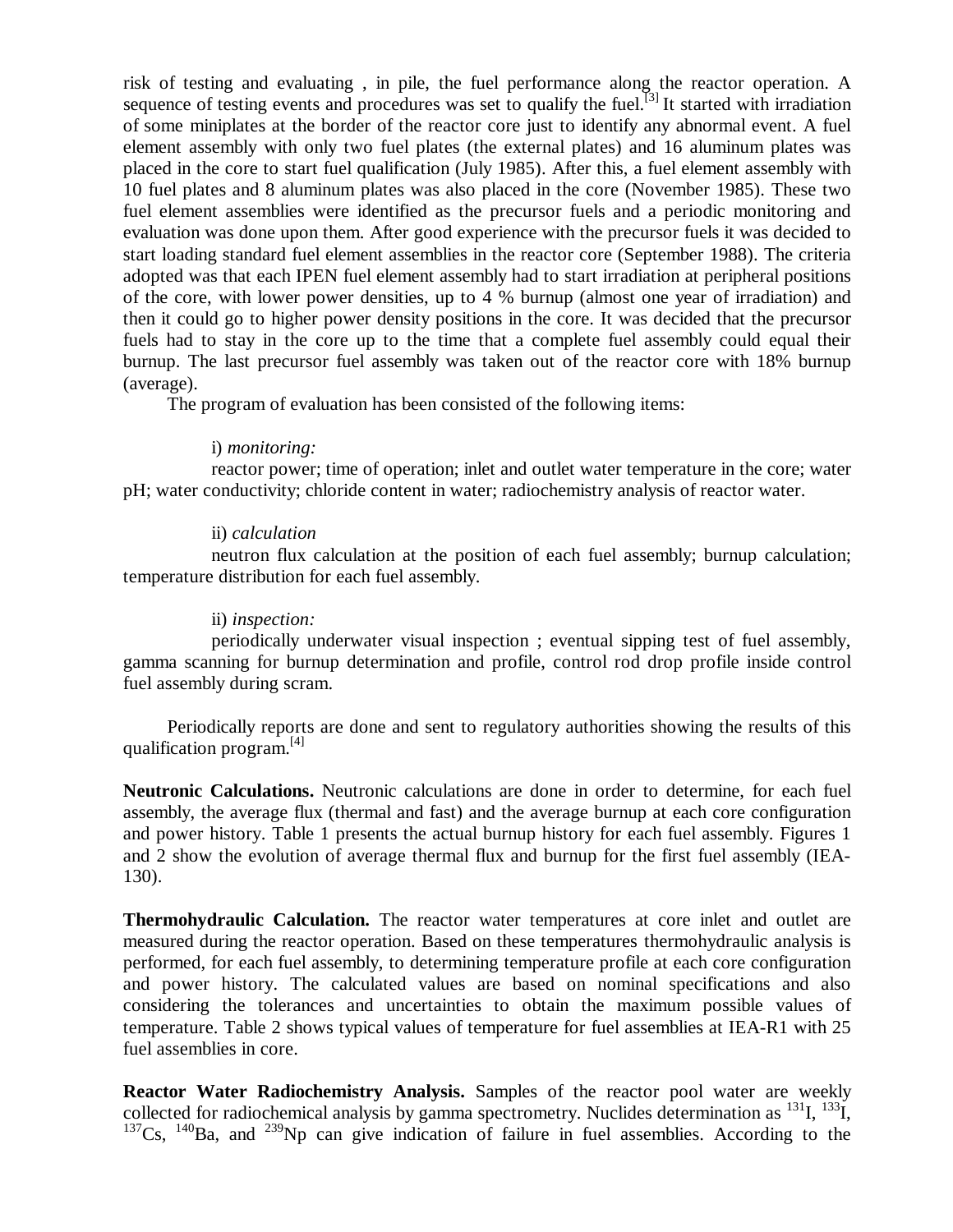risk of testing and evaluating , in pile, the fuel performance along the reactor operation. A sequence of testing events and procedures was set to qualify the fuel.[3] It started with irradiation of some miniplates at the border of the reactor core just to identify any abnormal event. A fuel element assembly with only two fuel plates (the external plates) and 16 aluminum plates was placed in the core to start fuel qualification (July 1985). After this, a fuel element assembly with 10 fuel plates and 8 aluminum plates was also placed in the core (November 1985). These two fuel element assemblies were identified as the precursor fuels and a periodic monitoring and evaluation was done upon them. After good experience with the precursor fuels it was decided to start loading standard fuel element assemblies in the reactor core (September 1988). The criteria adopted was that each IPEN fuel element assembly had to start irradiation at peripheral positions of the core, with lower power densities, up to 4 % burnup (almost one year of irradiation) and then it could go to higher power density positions in the core. It was decided that the precursor fuels had to stay in the core up to the time that a complete fuel assembly could equal their burnup. The last precursor fuel assembly was taken out of the reactor core with 18% burnup (average).

The program of evaluation has been consisted of the following items:

i) *monitoring:*

reactor power; time of operation; inlet and outlet water temperature in the core; water pH; water conductivity; chloride content in water; radiochemistry analysis of reactor water.

ii) *calculation*

neutron flux calculation at the position of each fuel assembly; burnup calculation; temperature distribution for each fuel assembly.

ii) *inspection:*

periodically underwater visual inspection ; eventual sipping test of fuel assembly, gamma scanning for burnup determination and profile, control rod drop profile inside control fuel assembly during scram.

Periodically reports are done and sent to regulatory authorities showing the results of this qualification program.[4]

**Neutronic Calculations.** Neutronic calculations are done in order to determine, for each fuel assembly, the average flux (thermal and fast) and the average burnup at each core configuration and power history. Table 1 presents the actual burnup history for each fuel assembly. Figures 1 and 2 show the evolution of average thermal flux and burnup for the first fuel assembly (IEA-130).

**Thermohydraulic Calculation.** The reactor water temperatures at core inlet and outlet are measured during the reactor operation. Based on these temperatures thermohydraulic analysis is performed, for each fuel assembly, to determining temperature profile at each core configuration and power history. The calculated values are based on nominal specifications and also considering the tolerances and uncertainties to obtain the maximum possible values of temperature. Table 2 shows typical values of temperature for fuel assemblies at IEA-R1 with 25 fuel assemblies in core.

**Reactor Water Radiochemistry Analysis.** Samples of the reactor pool water are weekly collected for radiochemical analysis by gamma spectrometry. Nuclides determination as $^{131}I$, $^{133}I$, $^{137}Cs$, $^{140}Ba$, and $^{239}Np$ can give indication of failure in fuel assemblies. According to the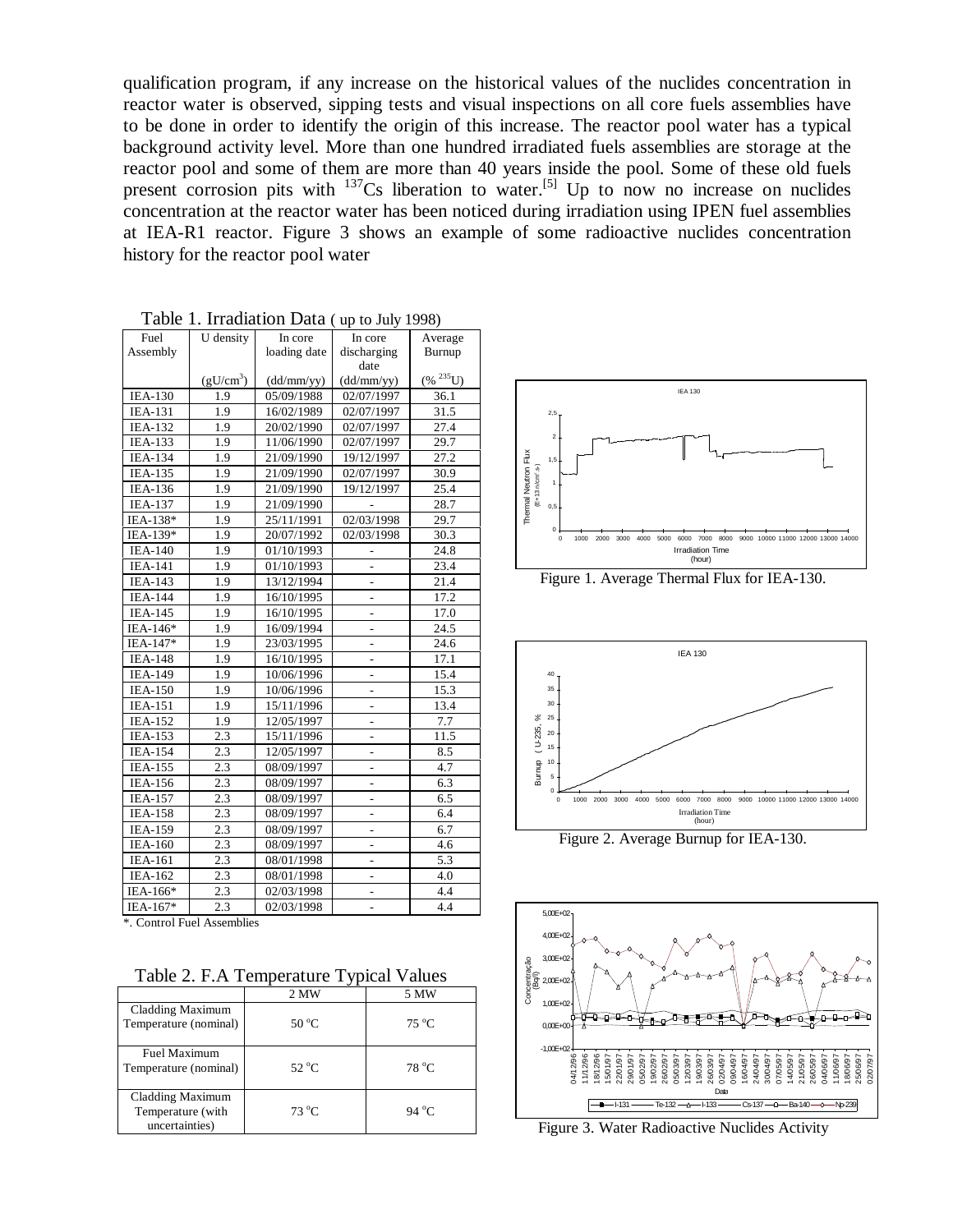qualification program, if any increase on the historical values of the nuclides concentration in reactor water is observed, sipping tests and visual inspections on all core fuels assemblies have to be done in order to identify the origin of this increase. The reactor pool water has a typical background activity level. More than one hundred irradiated fuels assemblies are storage at the reactor pool and some of them are more than 40 years inside the pool. Some of these old fuels present corrosion pits with $^{137}$Cs liberation to water.[5] Up to now no increase on nuclides concentration at the reactor water has been noticed during irradiation using IPEN fuel assemblies at IEA-R1 reactor. Figure 3 shows an example of some radioactive nuclides concentration history for the reactor pool water

Table 1. Irradiation Data ( up to July 1998)

| Fuel Assembly | U density ($gU/cm^3$) | In core loading date (dd/mm/yy) | In core discharging date (dd/mm/yy) | Average Burnup (% $^{235}$U) |
|---|---|---|---|---|
| IEA-130 | 1.9 | 05/09/1988 | 02/07/1997 | 36.1 |
| IEA-131 | 1.9 | 16/02/1989 | 02/07/1997 | 31.5 |
| IEA-132 | 1.9 | 20/02/1990 | 02/07/1997 | 27.4 |
| IEA-133 | 1.9 | 11/06/1990 | 02/07/1997 | 29.7 |
| IEA-134 | 1.9 | 21/09/1990 | 19/12/1997 | 27.2 |
| IEA-135 | 1.9 | 21/09/1990 | 02/07/1997 | 30.9 |
| IEA-136 | 1.9 | 21/09/1990 | 19/12/1997 | 25.4 |
| IEA-137 | 1.9 | 21/09/1990 | - | 28.7 |
| IEA-138* | 1.9 | 25/11/1991 | 02/03/1998 | 29.7 |
| IEA-139* | 1.9 | 20/07/1992 | 02/03/1998 | 30.3 |
| IEA-140 | 1.9 | 01/10/1993 | - | 24.8 |
| IEA-141 | 1.9 | 01/10/1993 | - | 23.4 |
| IEA-143 | 1.9 | 13/12/1994 | - | 21.4 |
| IEA-144 | 1.9 | 16/10/1995 | - | 17.2 |
| IEA-145 | 1.9 | 16/10/1995 | - | 17.0 |
| IEA-146* | 1.9 | 16/09/1994 | - | 24.5 |
| IEA-147* | 1.9 | 23/03/1995 | - | 24.6 |
| IEA-148 | 1.9 | 16/10/1995 | - | 17.1 |
| IEA-149 | 1.9 | 10/06/1996 | - | 15.4 |
| IEA-150 | 1.9 | 10/06/1996 | - | 15.3 |
| IEA-151 | 1.9 | 15/11/1996 | - | 13.4 |
| IEA-152 | 1.9 | 12/05/1997 | - | 7.7 |
| IEA-153 | 2.3 | 15/11/1996 | - | 11.5 |
| IEA-154 | 2.3 | 12/05/1997 | - | 8.5 |
| IEA-155 | 2.3 | 08/09/1997 | - | 4.7 |
| IEA-156 | 2.3 | 08/09/1997 | - | 6.3 |
| IEA-157 | 2.3 | 08/09/1997 | - | 6.5 |
| IEA-158 | 2.3 | 08/09/1997 | - | 6.4 |
| IEA-159 | 2.3 | 08/09/1997 | - | 6.7 |
| IEA-160 | 2.3 | 08/09/1997 | - | 4.6 |
| IEA-161 | 2.3 | 08/01/1998 | - | 5.3 |
| IEA-162 | 2.3 | 08/01/1998 | - | 4.0 |
| IEA-166* | 2.3 | 02/03/1998 | - | 4.4 |
| IEA-167* | 2.3 | 02/03/1998 | - | 4.4 |

*. Control Fuel Assemblies

Table 2. F.A Temperature Typical Values

| | 2 MW | 5 MW |
|---|---|---|
| Cladding Maximum Temperature (nominal) | 50 °C | 75 °C |
| Fuel Maximum Temperature (nominal) | 52 °C | 78 °C |
| Cladding Maximum Temperature (with uncertainties) | 73 °C | 94 °C |

Figure 1. Average Thermal Flux for IEA-130.

Figure 2. Average Burnup for IEA-130.

Figure 3. Water Radioactive Nuclides Activity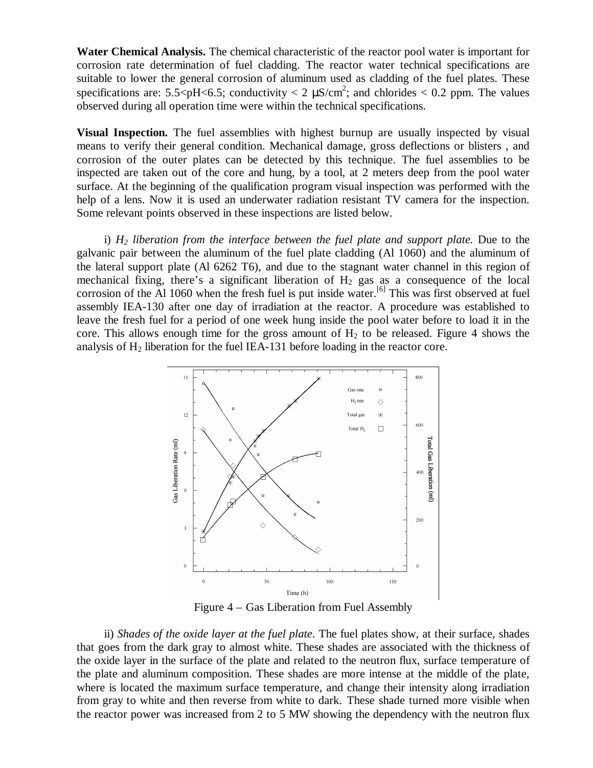**Water Chemical Analysis.** The chemical characteristic of the reactor pool water is important for corrosion rate determination of fuel cladding. The reactor water technical specifications are suitable to lower the general corrosion of aluminum used as cladding of the fuel plates. These specifications are: 5.5<pH<6.5; conductivity < 2 $\mu S/cm^2$; and chlorides < 0.2 ppm. The values observed during all operation time were within the technical specifications.

**Visual Inspection.** The fuel assemblies with highest burnup are usually inspected by visual means to verify their general condition. Mechanical damage, gross deflections or blisters , and corrosion of the outer plates can be detected by this technique. The fuel assemblies to be inspected are taken out of the core and hung, by a tool, at 2 meters deep from the pool water surface. At the beginning of the qualification program visual inspection was performed with the help of a lens. Now it is used an underwater radiation resistant TV camera for the inspection. Some relevant points observed in these inspections are listed below.

i) *$H_2$ liberation from the interface between the fuel plate and support plate.* Due to the galvanic pair between the aluminum of the fuel plate cladding (Al 1060) and the aluminum of the lateral support plate (Al 6262 T6), and due to the stagnant water channel in this region of mechanical fixing, there's a significant liberation of $H_2$ gas as a consequence of the local corrosion of the Al 1060 when the fresh fuel is put inside water.[6] This was first observed at fuel assembly IEA-130 after one day of irradiation at the reactor. A procedure was established to leave the fresh fuel for a period of one week hung inside the pool water before to load it in the core. This allows enough time for the gross amount of $H_2$ to be released. Figure 4 shows the analysis of $H_2$ liberation for the fuel IEA-131 before loading in the reactor core.

Figure 4 – Gas Liberation from Fuel Assembly

ii) *Shades of the oxide layer at the fuel plate.* The fuel plates show, at their surface, shades that goes from the dark gray to almost white. These shades are associated with the thickness of the oxide layer in the surface of the plate and related to the neutron flux, surface temperature of the plate and aluminum composition. These shades are more intense at the middle of the plate, where is located the maximum surface temperature, and change their intensity along irradiation from gray to white and then reverse from white to dark. These shade turned more visible when the reactor power was increased from 2 to 5 MW showing the dependency with the neutron flux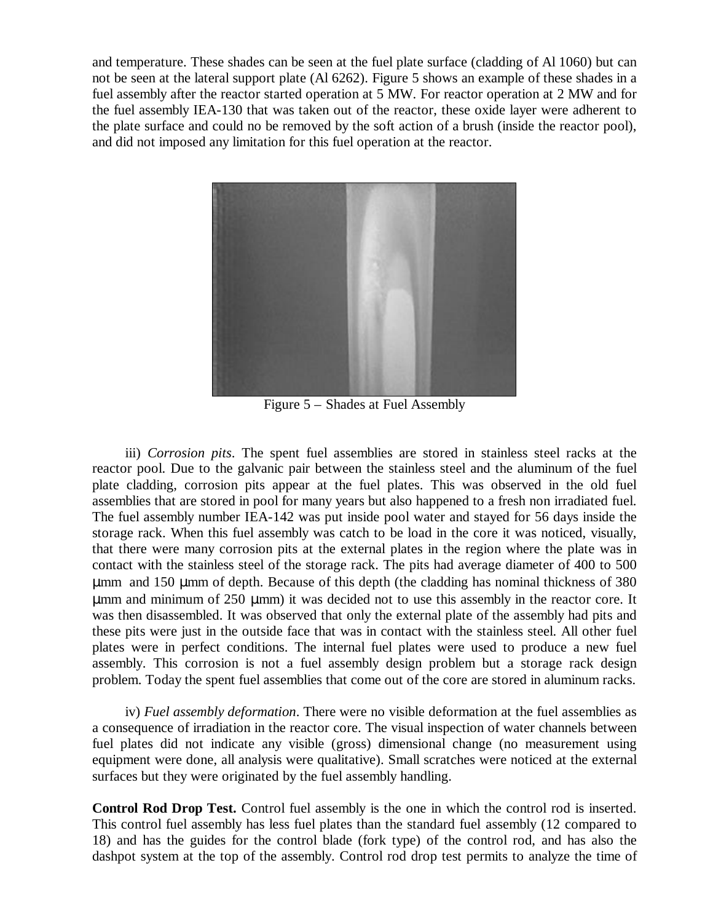and temperature. These shades can be seen at the fuel plate surface (cladding of Al 1060) but can not be seen at the lateral support plate (Al 6262). Figure 5 shows an example of these shades in a fuel assembly after the reactor started operation at 5 MW. For reactor operation at 2 MW and for the fuel assembly IEA-130 that was taken out of the reactor, these oxide layer were adherent to the plate surface and could no be removed by the soft action of a brush (inside the reactor pool), and did not imposed any limitation for this fuel operation at the reactor.

Figure 5 – Shades at Fuel Assembly

iii) *Corrosion pits*. The spent fuel assemblies are stored in stainless steel racks at the reactor pool. Due to the galvanic pair between the stainless steel and the aluminum of the fuel plate cladding, corrosion pits appear at the fuel plates. This was observed in the old fuel assemblies that are stored in pool for many years but also happened to a fresh non irradiated fuel. The fuel assembly number IEA-142 was put inside pool water and stayed for 56 days inside the storage rack. When this fuel assembly was catch to be load in the core it was noticed, visually, that there were many corrosion pits at the external plates in the region where the plate was in contact with the stainless steel of the storage rack. The pits had average diameter of 400 to 500 μmm and 150 μmm of depth. Because of this depth (the cladding has nominal thickness of 380 μmm and minimum of 250 μmm) it was decided not to use this assembly in the reactor core. It was then disassembled. It was observed that only the external plate of the assembly had pits and these pits were just in the outside face that was in contact with the stainless steel. All other fuel plates were in perfect conditions. The internal fuel plates were used to produce a new fuel assembly. This corrosion is not a fuel assembly design problem but a storage rack design problem. Today the spent fuel assemblies that come out of the core are stored in aluminum racks.

iv) *Fuel assembly deformation*. There were no visible deformation at the fuel assemblies as a consequence of irradiation in the reactor core. The visual inspection of water channels between fuel plates did not indicate any visible (gross) dimensional change (no measurement using equipment were done, all analysis were qualitative). Small scratches were noticed at the external surfaces but they were originated by the fuel assembly handling.

**Control Rod Drop Test.** Control fuel assembly is the one in which the control rod is inserted. This control fuel assembly has less fuel plates than the standard fuel assembly (12 compared to 18) and has the guides for the control blade (fork type) of the control rod, and has also the dashpot system at the top of the assembly. Control rod drop test permits to analyze the time of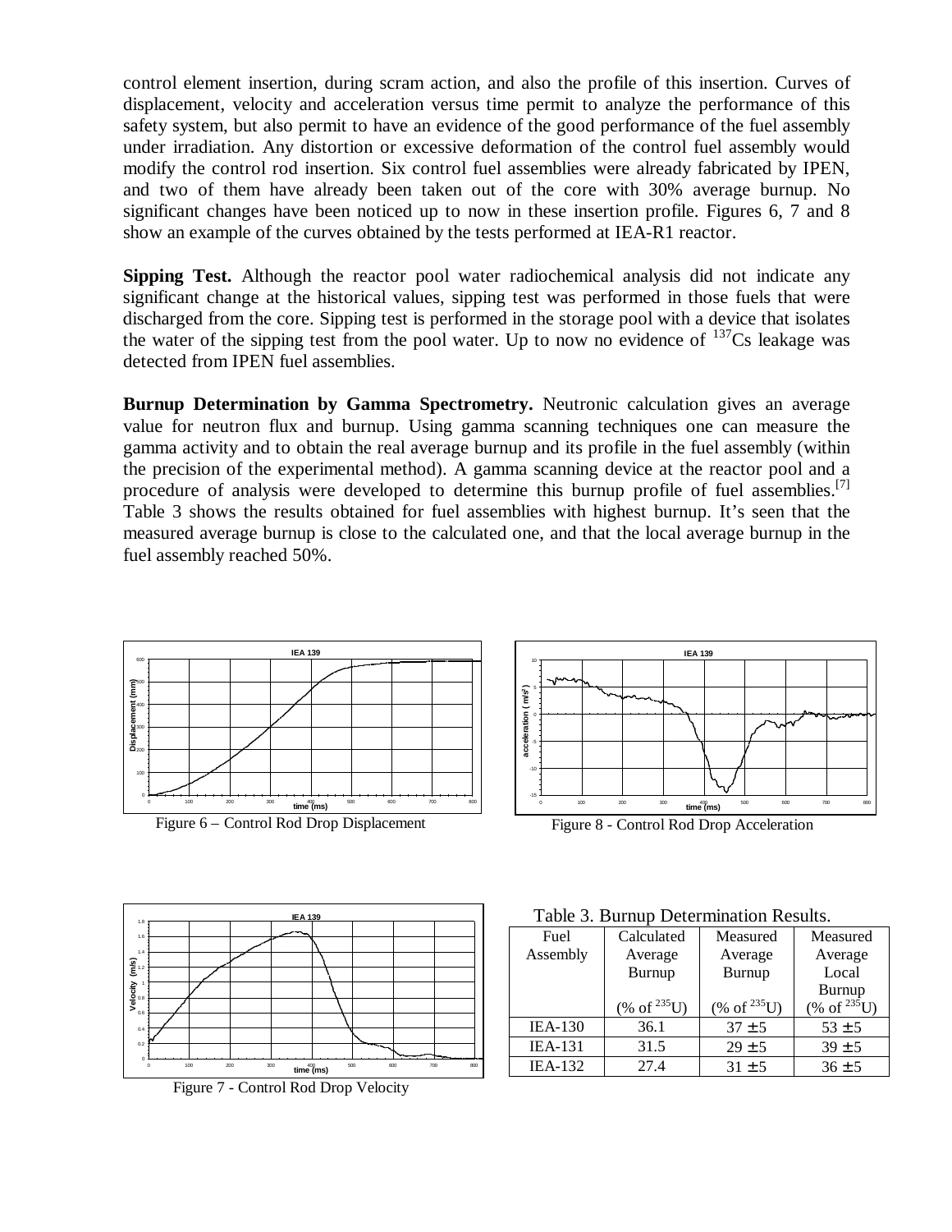control element insertion, during scram action, and also the profile of this insertion. Curves of displacement, velocity and acceleration versus time permit to analyze the performance of this safety system, but also permit to have an evidence of the good performance of the fuel assembly under irradiation. Any distortion or excessive deformation of the control fuel assembly would modify the control rod insertion. Six control fuel assemblies were already fabricated by IPEN, and two of them have already been taken out of the core with 30% average burnup. No significant changes have been noticed up to now in these insertion profile. Figures 6, 7 and 8 show an example of the curves obtained by the tests performed at IEA-R1 reactor.

**Sipping Test.** Although the reactor pool water radiochemical analysis did not indicate any significant change at the historical values, sipping test was performed in those fuels that were discharged from the core. Sipping test is performed in the storage pool with a device that isolates the water of the sipping test from the pool water. Up to now no evidence of $^{137}$Cs leakage was detected from IPEN fuel assemblies.

**Burnup Determination by Gamma Spectrometry.** Neutronic calculation gives an average value for neutron flux and burnup. Using gamma scanning techniques one can measure the gamma activity and to obtain the real average burnup and its profile in the fuel assembly (within the precision of the experimental method). A gamma scanning device at the reactor pool and a procedure of analysis were developed to determine this burnup profile of fuel assemblies.[7] Table 3 shows the results obtained for fuel assemblies with highest burnup. It's seen that the measured average burnup is close to the calculated one, and that the local average burnup in the fuel assembly reached 50%.

Figure 6 – Control Rod Drop Displacement

Figure 8 - Control Rod Drop Acceleration

Figure 7 - Control Rod Drop Velocity

Table 3. Burnup Determination Results.

| Fuel Assembly | Calculated Average Burnup (% of $^{235}$U) | Measured Average Burnup (% of $^{235}$U) | Measured Average Local Burnup (% of $^{235}$U) |
|---|---|---|---|
| IEA-130 | 36.1 | $37 \pm 5$ | $53 \pm 5$ |
| IEA-131 | 31.5 | $29 \pm 5$ | $39 \pm 5$ |
| IEA-132 | 27.4 | $31 \pm 5$ | $36 \pm 5$ |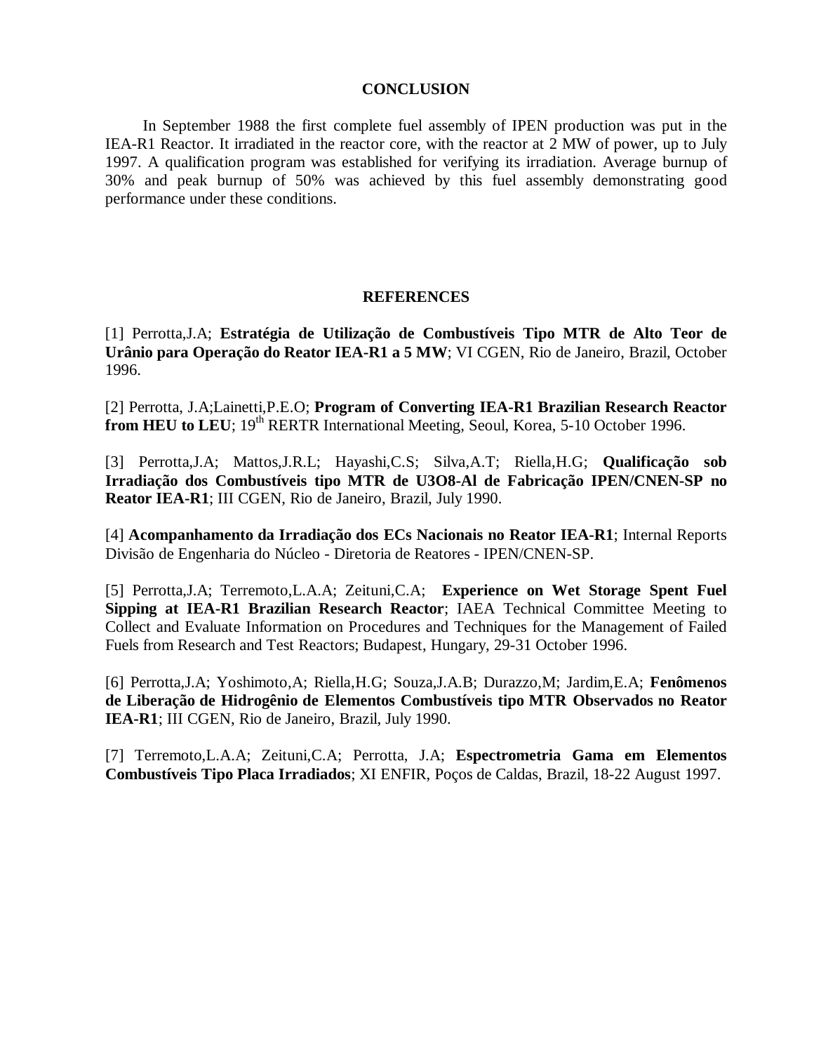## CONCLUSION

In September 1988 the first complete fuel assembly of IPEN production was put in the IEA-R1 Reactor. It irradiated in the reactor core, with the reactor at 2 MW of power, up to July 1997. A qualification program was established for verifying its irradiation. Average burnup of 30% and peak burnup of 50% was achieved by this fuel assembly demonstrating good performance under these conditions.

## REFERENCES

[1] Perrotta,J.A; **Estratégia de Utilização de Combustíveis Tipo MTR de Alto Teor de Urânio para Operação do Reator IEA-R1 a 5 MW**; VI CGEN, Rio de Janeiro, Brazil, October 1996.

[2] Perrotta, J.A;Lainetti,P.E.O; **Program of Converting IEA-R1 Brazilian Research Reactor from HEU to LEU**; 19th RERTR International Meeting, Seoul, Korea, 5-10 October 1996.

[3] Perrotta,J.A; Mattos,J.R.L; Hayashi,C.S; Silva,A.T; Riella,H.G; **Qualificação sob Irradiação dos Combustíveis tipo MTR de U3O8-Al de Fabricação IPEN/CNEN-SP no Reator IEA-R1**; III CGEN, Rio de Janeiro, Brazil, July 1990.

[4] **Acompanhamento da Irradiação dos ECs Nacionais no Reator IEA-R1**; Internal Reports Divisão de Engenharia do Núcleo - Diretoria de Reatores - IPEN/CNEN-SP.

[5] Perrotta,J.A; Terremoto,L.A.A; Zeituni,C.A; **Experience on Wet Storage Spent Fuel Sipping at IEA-R1 Brazilian Research Reactor**; IAEA Technical Committee Meeting to Collect and Evaluate Information on Procedures and Techniques for the Management of Failed Fuels from Research and Test Reactors; Budapest, Hungary, 29-31 October 1996.

[6] Perrotta,J.A; Yoshimoto,A; Riella,H.G; Souza,J.A.B; Durazzo,M; Jardim,E.A; **Fenômenos de Liberação de Hidrogênio de Elementos Combustíveis tipo MTR Observados no Reator IEA-R1**; III CGEN, Rio de Janeiro, Brazil, July 1990.

[7] Terremoto,L.A.A; Zeituni,C.A; Perrotta, J.A; **Espectrometria Gama em Elementos Combustíveis Tipo Placa Irradiados**; XI ENFIR, Poços de Caldas, Brazil, 18-22 August 1997.